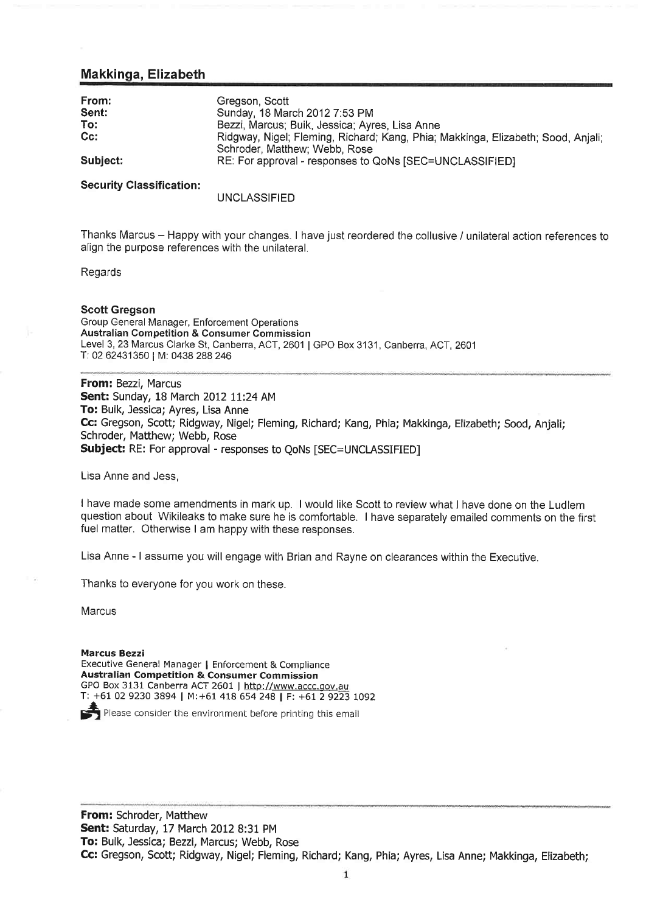## Makkinga, Elizabeth

| | |
|---|---|
| **From:** | Gregson, Scott |
| **Sent:** | Sunday, 18 March 2012 7:53 PM |
| **To:** | Bezzi, Marcus; Buik, Jessica; Ayres, Lisa Anne |
| **Cc:** | Ridgway, Nigel; Fleming, Richard; Kang, Phia; Makkinga, Elizabeth; Sood, Anjali; Schroder, Matthew; Webb, Rose |
| **Subject:** | RE: For approval - responses to QoNs [SEC=UNCLASSIFIED] |

**Security Classification:**

UNCLASSIFIED

Thanks Marcus – Happy with your changes. I have just reordered the collusive / unilateral action references to align the purpose references with the unilateral.

Regards

**Scott Gregson**
Group General Manager, Enforcement Operations
**Australian Competition & Consumer Commission**
Level 3, 23 Marcus Clarke St, Canberra, ACT, 2601 | GPO Box 3131, Canberra, ACT, 2601
T: 02 62431350 | M: 0438 288 246

---

**From:** Bezzi, Marcus
**Sent:** Sunday, 18 March 2012 11:24 AM
**To:** Buik, Jessica; Ayres, Lisa Anne
**Cc:** Gregson, Scott; Ridgway, Nigel; Fleming, Richard; Kang, Phia; Makkinga, Elizabeth; Sood, Anjali; Schroder, Matthew; Webb, Rose
**Subject:** RE: For approval - responses to QoNs [SEC=UNCLASSIFIED]

Lisa Anne and Jess,

I have made some amendments in mark up. I would like Scott to review what I have done on the Ludlem question about Wikileaks to make sure he is comfortable. I have separately emailed comments on the first fuel matter. Otherwise I am happy with these responses.

Lisa Anne - I assume you will engage with Brian and Rayne on clearances within the Executive.

Thanks to everyone for you work on these.

Marcus

**Marcus Bezzi**
Executive General Manager | Enforcement & Compliance
**Australian Competition & Consumer Commission**
GPO Box 3131 Canberra ACT 2601 | http://www.accc.gov.au
T: +61 02 9230 3894 | M:+61 418 654 248 | F: +61 2 9223 1092

Please consider the environment before printing this email

---

**From:** Schroder, Matthew
**Sent:** Saturday, 17 March 2012 8:31 PM
**To:** Buik, Jessica; Bezzi, Marcus; Webb, Rose
**Cc:** Gregson, Scott; Ridgway, Nigel; Fleming, Richard; Kang, Phia; Ayres, Lisa Anne; Makkinga, Elizabeth;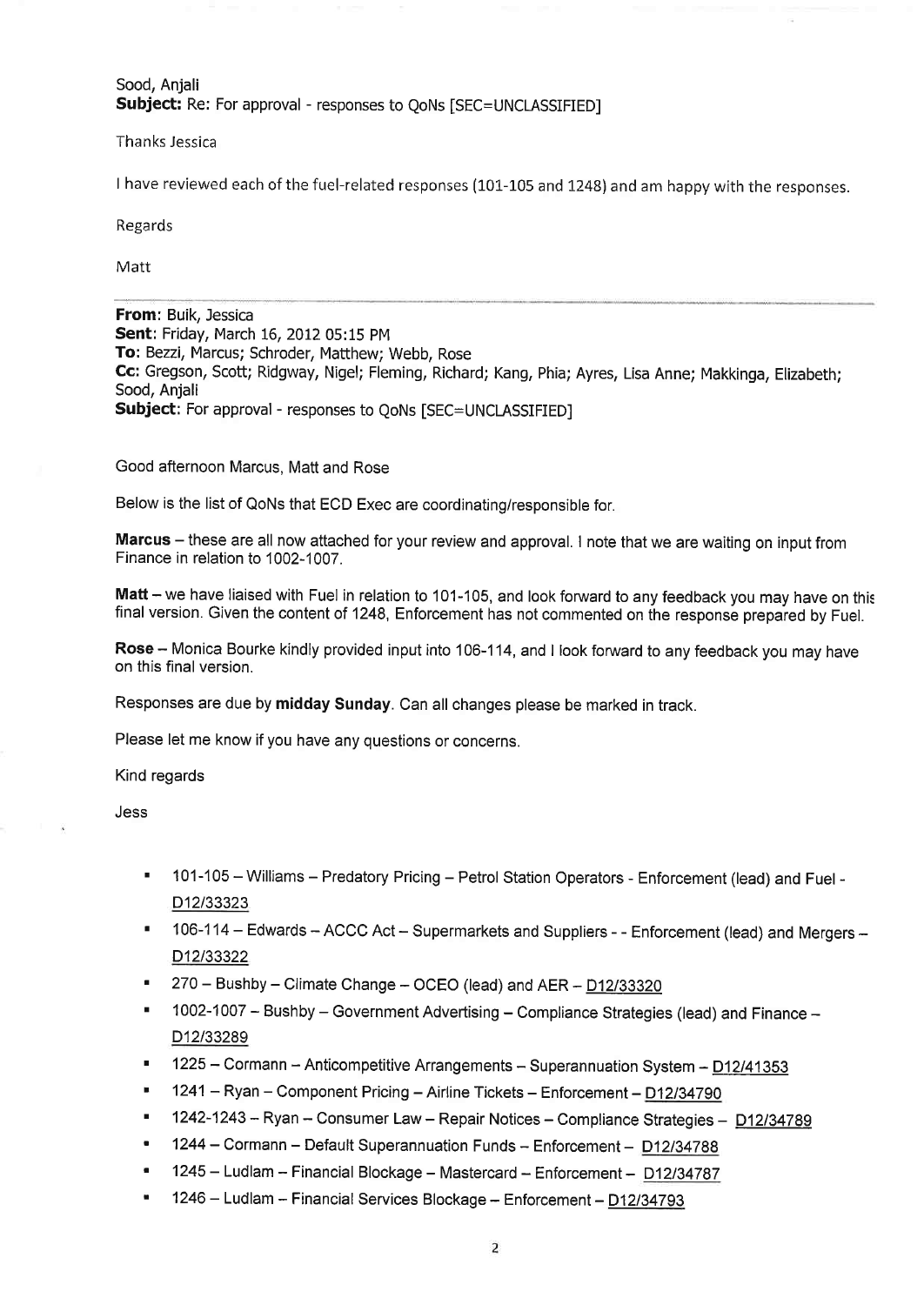Sood, Anjali
**Subject:** Re: For approval - responses to QoNs [SEC=UNCLASSIFIED]

Thanks Jessica

I have reviewed each of the fuel-related responses (101-105 and 1248) and am happy with the responses.

Regards

Matt

---

**From:** Buik, Jessica
**Sent:** Friday, March 16, 2012 05:15 PM
**To:** Bezzi, Marcus; Schroder, Matthew; Webb, Rose
**Cc:** Gregson, Scott; Ridgway, Nigel; Fleming, Richard; Kang, Phia; Ayres, Lisa Anne; Makkinga, Elizabeth; Sood, Anjali
**Subject:** For approval - responses to QoNs [SEC=UNCLASSIFIED]

Good afternoon Marcus, Matt and Rose

Below is the list of QoNs that ECD Exec are coordinating/responsible for.

**Marcus** – these are all now attached for your review and approval. I note that we are waiting on input from Finance in relation to 1002-1007.

**Matt** – we have liaised with Fuel in relation to 101-105, and look forward to any feedback you may have on this final version. Given the content of 1248, Enforcement has not commented on the response prepared by Fuel.

**Rose** – Monica Bourke kindly provided input into 106-114, and I look forward to any feedback you may have on this final version.

Responses are due by **midday Sunday**. Can all changes please be marked in track.

Please let me know if you have any questions or concerns.

Kind regards

Jess

- 101-105 – Williams – Predatory Pricing – Petrol Station Operators - Enforcement (lead) and Fuel - D12/33323
- 106-114 – Edwards – ACCC Act – Supermarkets and Suppliers - - Enforcement (lead) and Mergers – D12/33322
- 270 – Bushby – Climate Change – OCEO (lead) and AER – D12/33320
- 1002-1007 – Bushby – Government Advertising – Compliance Strategies (lead) and Finance – D12/33289
- 1225 – Cormann – Anticompetitive Arrangements – Superannuation System – D12/41353
- 1241 – Ryan – Component Pricing – Airline Tickets – Enforcement – D12/34790
- 1242-1243 – Ryan – Consumer Law – Repair Notices – Compliance Strategies – D12/34789
- 1244 – Cormann – Default Superannuation Funds – Enforcement – D12/34788
- 1245 – Ludlam – Financial Blockage – Mastercard – Enforcement – D12/34787
- 1246 – Ludlam – Financial Services Blockage – Enforcement – D12/34793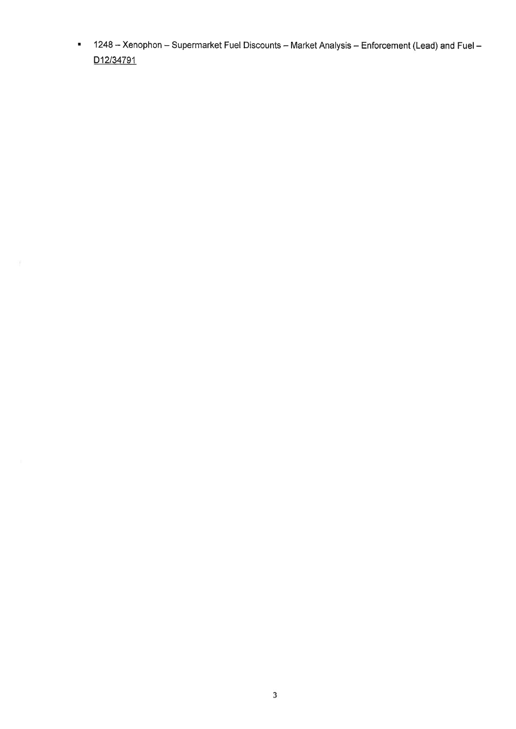- 1248 – Xenophon – Supermarket Fuel Discounts – Market Analysis – Enforcement (Lead) and Fuel – D12/34791